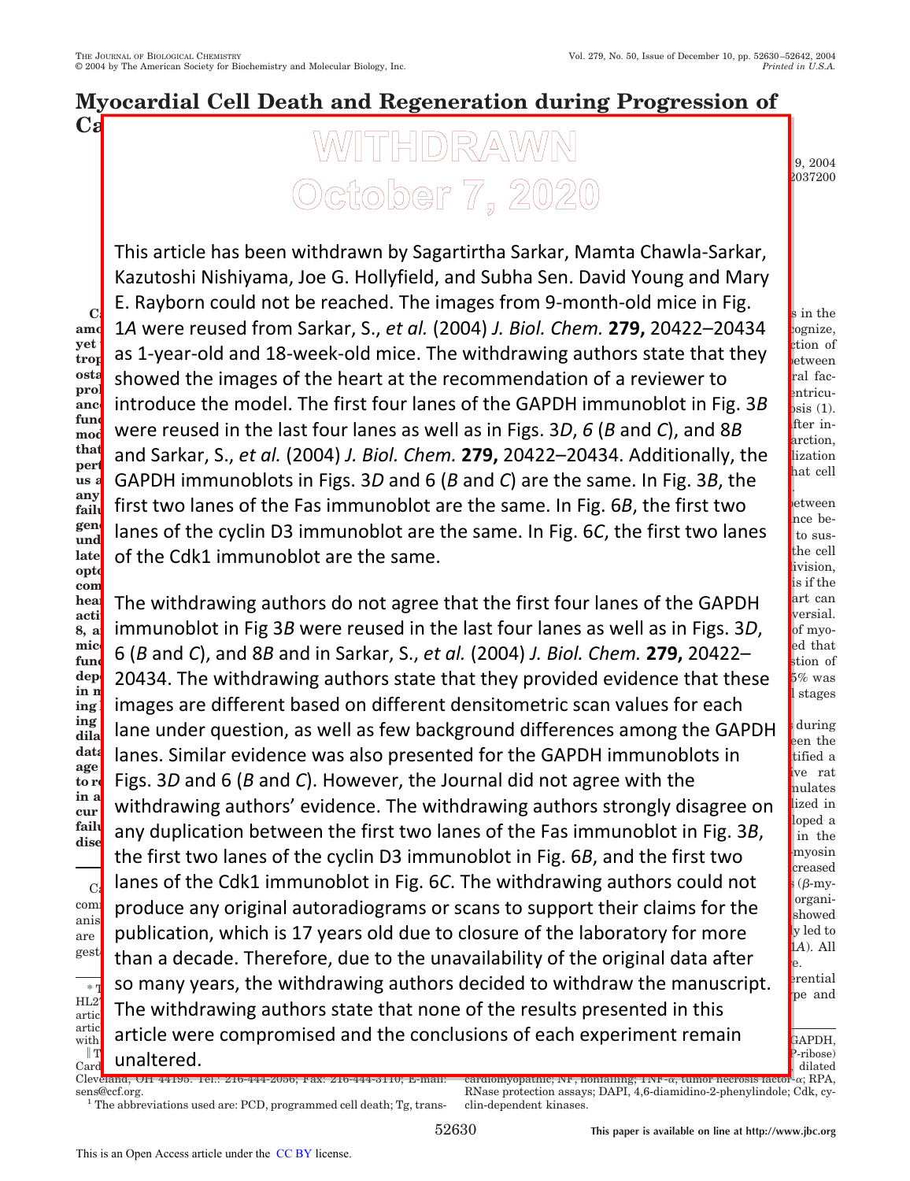# Myocardial Cell Death and Regeneration during Progression of Ca

**WITHDRAWN**

**October 7, 2020**

This article has been withdrawn by Sagartirtha Sarkar, Mamta Chawla-Sarkar, Kazutoshi Nishiyama, Joe G. Hollyfield, and Subha Sen. David Young and Mary E. Rayborn could not be reached. The images from 9-month-old mice in Fig. 1*A* were reused from Sarkar, S., *et al.* (2004) *J. Biol. Chem.* **279,** 20422–20434 as 1-year-old and 18-week-old mice. The withdrawing authors state that they showed the images of the heart at the recommendation of a reviewer to introduce the model. The first four lanes of the GAPDH immunoblot in Fig. 3*B* were reused in the last four lanes as well as in Figs. 3*D*, 6 (*B* and *C*), and 8*B* and Sarkar, S., *et al.* (2004) *J. Biol. Chem.* **279,** 20422–20434. Additionally, the GAPDH immunoblots in Figs. 3*D* and 6 (*B* and *C*) are the same. In Fig. 3*B*, the first two lanes of the Fas immunoblot are the same. In Fig. 6*B*, the first two lanes of the cyclin D3 immunoblot are the same. In Fig. 6*C*, the first two lanes of the Cdk1 immunoblot are the same.

The withdrawing authors do not agree that the first four lanes of the GAPDH immunoblot in Fig 3*B* were reused in the last four lanes as well as in Figs. 3*D*, 6 (*B* and *C*), and 8*B* and in Sarkar, S., *et al.* (2004) *J. Biol. Chem.* **279,** 20422–20434. The withdrawing authors state that they provided evidence that these images are different based on different densitometric scan values for each lane under question, as well as few background differences among the GAPDH lanes. Similar evidence was also presented for the GAPDH immunoblots in Figs. 3*D* and 6 (*B* and *C*). However, the Journal did not agree with the withdrawing authors' evidence. The withdrawing authors strongly disagree on any duplication between the first two lanes of the Fas immunoblot in Fig. 3*B*, the first two lanes of the cyclin D3 immunoblot in Fig. 6*B*, and the first two lanes of the Cdk1 immunoblot in Fig. 6*C*. The withdrawing authors could not produce any original autoradiograms or scans to support their claims for the publication, which is 17 years old due to closure of the laboratory for more than a decade. Therefore, due to the unavailability of the original data after so many years, the withdrawing authors decided to withdraw the manuscript. The withdrawing authors state that none of the results presented in this article were compromised and the conclusions of each experiment remain unaltered.

Cleveland, OH 44195. Tel.: 216-444-2056; Fax: 216-444-3110; E-mail: sens@ccf.org.

[1] The abbreviations used are: PCD, programmed cell death; Tg, trans- ... cardiomyopathic; NF, nonfailing; TNF-α, tumor necrosis factor-α; RPA, RNase protection assays; DAPI, 4,6-diamidino-2-phenylindole; Cdk, cyclin-dependent kinases.

This is an Open Access article under the CC BY license.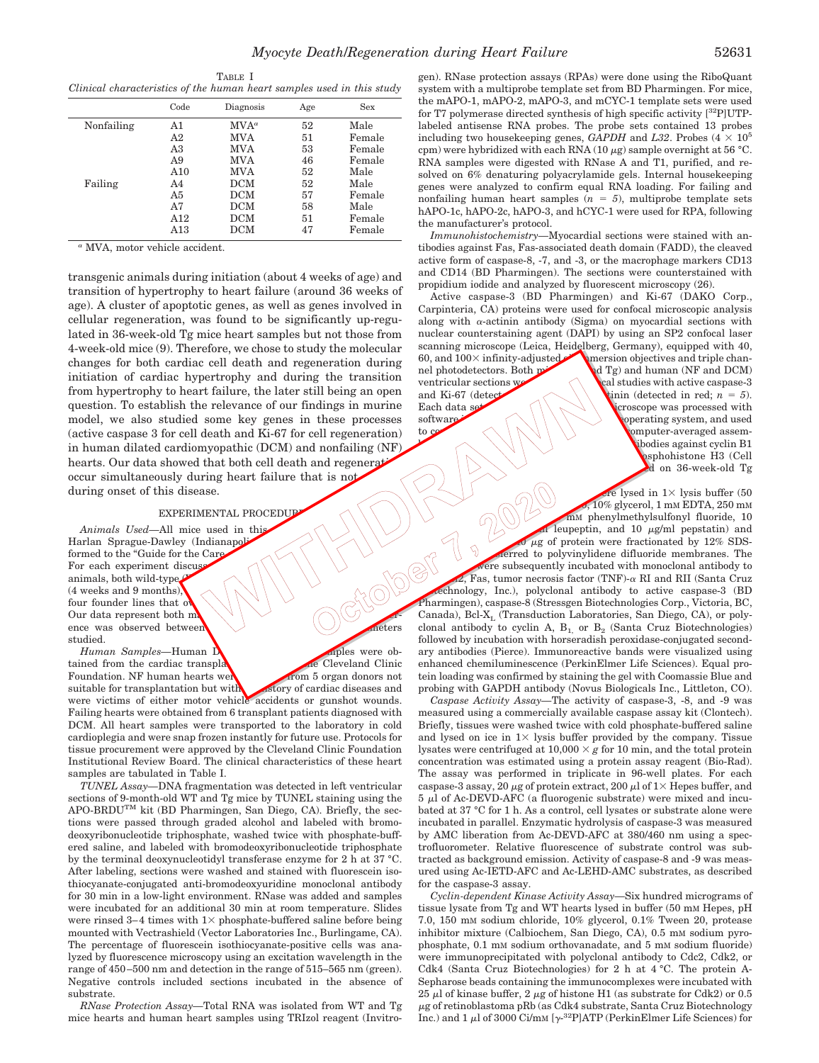TABLE I
*Clinical characteristics of the human heart samples used in this study*

| | Code | Diagnosis | Age | Sex |
|---|---|---|---|---|
| Nonfailing | A1 | MVA[a] | 52 | Male |
| | A2 | MVA | 51 | Female |
| | A3 | MVA | 53 | Female |
| | A9 | MVA | 46 | Female |
| | A10 | MVA | 52 | Male |
| Failing | A4 | DCM | 52 | Male |
| | A5 | DCM | 57 | Female |
| | A7 | DCM | 58 | Male |
| | A12 | DCM | 51 | Female |
| | A13 | DCM | 47 | Female |

[a] MVA, motor vehicle accident.

transgenic animals during initiation (about 4 weeks of age) and transition of hypertrophy to heart failure (around 36 weeks of age). A cluster of apoptotic genes, as well as genes involved in cellular regeneration, was found to be significantly up-regulated in 36-week-old Tg mice heart samples but not those from 4-week-old mice (9). Therefore, we chose to study the molecular changes for both cardiac cell death and regeneration during initiation of cardiac hypertrophy and during the transition from hypertrophy to heart failure, the later still being an open question. To establish the relevance of our findings in murine model, we also studied some key genes in these processes (active caspase 3 for cell death and Ki-67 for cell regeneration) in human dilated cardiomyopathic (DCM) and nonfailing (NF) hearts. Our data showed that both cell death and regeneration occur simultaneously during heart failure that is not during onset of this disease.

## EXPERIMENTAL PROCEDURES

*Animals Used*—All mice used in this Harlan Sprague-Dawley (Indianapolis formed to the "Guide for the Care For each experiment discuss animals, both wild-type (4 weeks and 9 months), four founder lines that Our data represent both ence was observed between studied.

*Human Samples*—Human D samples were obtained from the cardiac transpla the Cleveland Clinic Foundation. NF human hearts were from 5 organ donors not suitable for transplantation but with history of cardiac diseases and were victims of either motor vehicle accidents or gunshot wounds. Failing hearts were obtained from 6 transplant patients diagnosed with DCM. All heart samples were transported to the laboratory in cold cardioplegia and were snap frozen instantly for future use. Protocols for tissue procurement were approved by the Cleveland Clinic Foundation Institutional Review Board. The clinical characteristics of these heart samples are tabulated in Table I.

*TUNEL Assay*—DNA fragmentation was detected in left ventricular sections of 9-month-old WT and Tg mice by TUNEL staining using the APO-BRDU™ kit (BD Pharmingen, San Diego, CA). Briefly, the sections were passed through graded alcohol and labeled with bromodeoxyribonucleotide triphosphate, washed twice with phosphate-buffered saline, and labeled with bromodeoxyribonucleotide triphosphate by the terminal deoxynucleotidyl transferase enzyme for 2 h at 37 °C. After labeling, sections were washed and stained with fluorescein isothiocyanate-conjugated anti-bromodeoxyuridine monoclonal antibody for 30 min in a low-light environment. RNase was added and samples were incubated for an additional 30 min at room temperature. Slides were rinsed 3–4 times with 1× phosphate-buffered saline before being mounted with Vectrashield (Vector Laboratories Inc., Burlingame, CA). The percentage of fluorescein isothiocyanate-positive cells was analyzed by fluorescence microscopy using an excitation wavelength in the range of 450–500 nm and detection in the range of 515–565 nm (green). Negative controls included sections incubated in the absence of substrate.

*RNase Protection Assay*—Total RNA was isolated from WT and Tg mice hearts and human heart samples using TRIzol reagent (Invitrogen). RNase protection assays (RPAs) were done using the RiboQuant system with a multiprobe template set from BD Pharmingen. For mice, the mAPO-1, mAPO-2, mAPO-3, and mCYC-1 template sets were used for T7 polymerase directed synthesis of high specific activity [$^{32}$P]UTP-labeled antisense RNA probes. The probe sets contained 13 probes including two housekeeping genes, *GAPDH* and *L32*. Probes ($4 \times 10^5$ cpm) were hybridized with each RNA (10 μg) sample overnight at 56 °C. RNA samples were digested with RNase A and T1, purified, and resolved on 6% denaturing polyacrylamide gels. Internal housekeeping genes were analyzed to confirm equal RNA loading. For failing and nonfailing human heart samples (*n* = *5*), multiprobe template sets hAPO-1c, hAPO-2c, hAPO-3, and hCYC-1 were used for RPA, following the manufacturer's protocol.

*Immunohistochemistry*—Myocardial sections were stained with antibodies against Fas, Fas-associated death domain (FADD), the cleaved active form of caspase-8, -7, and -3, or the macrophage markers CD13 and CD14 (BD Pharmingen). The sections were counterstained with propidium iodide and analyzed by fluorescent microscopy (26).

Active caspase-3 (BD Pharmingen) and Ki-67 (DAKO Corp., Carpinteria, CA) proteins were used for confocal microscopic analysis along with α-actinin antibody (Sigma) on myocardial sections with nuclear counterstaining agent (DAPI) by using an SP2 confocal laser scanning microscope (Leica, Heidelberg, Germany), equipped with 40, 60, and 100× infinity-adjusted immersion objectives and triple channel photodetectors. Both (and Tg) and human (NF and DCM) ventricular sections we cal studies with active caspase-3 and Ki-67 (detect tinin (detected in red; *n* = *5*). Each data se icroscope was processed with software operating system, and used to co omputer-averaged assem ibodies against cyclin B1 osphohistone H3 (Cell d on 36-week-old Tg

re lysed in 1× lysis buffer (50 , 10% glycerol, 1 mM EDTA, 250 mM mM phenylmethylsulfonyl fluoride, 10 leupeptin, and 10 μg/ml pepstatin) and μg of protein were fractionated by 12% SDS- erred to polyvinylidene difluoride membranes. The were subsequently incubated with monoclonal antibody to , Fas, tumor necrosis factor (TNF)-α RI and RII (Santa Cruz Biotechnology, Inc.), polyclonal antibody to active caspase-3 (BD Pharmingen), caspase-8 (Stressgen Biotechnologies Corp., Victoria, BC, Canada), Bcl-$X_L$ (Transduction Laboratories, San Diego, CA), or polyclonal antibody to cyclin A, $B_1$, or $B_2$ (Santa Cruz Biotechnologies) followed by incubation with horseradish peroxidase-conjugated secondary antibodies (Pierce). Immunoreactive bands were visualized using enhanced chemiluminescence (PerkinElmer Life Sciences). Equal protein loading was confirmed by staining the gel with Coomassie Blue and probing with GAPDH antibody (Novus Biologicals Inc., Littleton, CO).

*Caspase Activity Assay*—The activity of caspase-3, -8, and -9 was measured using a commercially available caspase assay kit (Clontech). Briefly, tissues were washed twice with cold phosphate-buffered saline and lysed on ice in 1× lysis buffer provided by the company. Tissue lysates were centrifuged at 10,000 × *g* for 10 min, and the total protein concentration was estimated using a protein assay reagent (Bio-Rad). The assay was performed in triplicate in 96-well plates. For each caspase-3 assay, 20 μg of protein extract, 200 μl of 1× Hepes buffer, and 5 μl of Ac-DEVD-AFC (a fluorogenic substrate) were mixed and incubated at 37 °C for 1 h. As a control, cell lysates or substrate alone were incubated in parallel. Enzymatic hydrolysis of caspase-3 was measured by AMC liberation from Ac-DEVD-AFC at 380/460 nm using a spectrofluorometer. Relative fluorescence of substrate control was subtracted as background emission. Activity of caspase-8 and -9 was measured using Ac-IETD-AFC and Ac-LEHD-AMC substrates, as described for the caspase-3 assay.

*Cyclin-dependent Kinase Activity Assay*—Six hundred micrograms of tissue lysate from Tg and WT hearts lysed in buffer (50 mM Hepes, pH 7.0, 150 mM sodium chloride, 10% glycerol, 0.1% Tween 20, protease inhibitor mixture (Calbiochem, San Diego, CA), 0.5 mM sodium pyrophosphate, 0.1 mM sodium orthovanadate, and 5 mM sodium fluoride) were immunoprecipitated with polyclonal antibody to Cdc2, Cdk2, or Cdk4 (Santa Cruz Biotechnologies) for 2 h at 4 °C. The protein A-Sepharose beads containing the immunocomplexes were incubated with 25 μl of kinase buffer, 2 μg of histone H1 (as substrate for Cdk2) or 0.5 μg of retinoblastoma pRb (as Cdk4 substrate, Santa Cruz Biotechnology Inc.) and 1 μl of 3000 Ci/mM [γ-$^{32}$P]ATP (PerkinElmer Life Sciences) for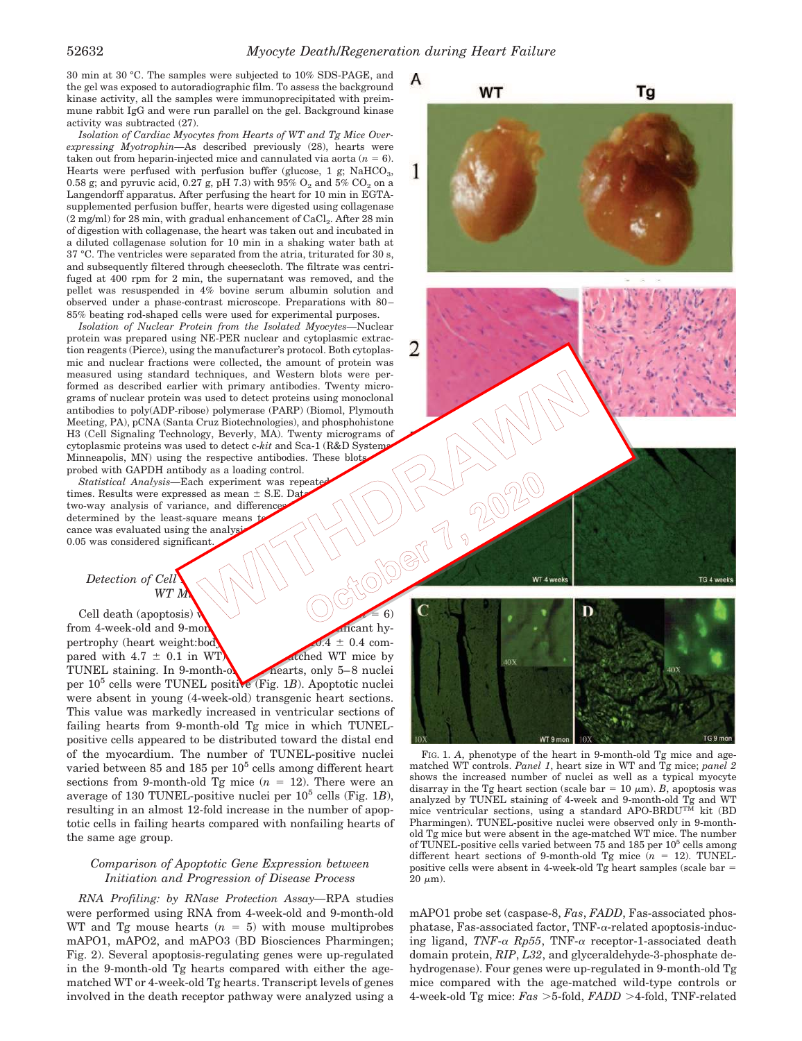30 min at 30 °C. The samples were subjected to 10% SDS-PAGE, and the gel was exposed to autoradiographic film. To assess the background kinase activity, all the samples were immunoprecipitated with preimmune rabbit IgG and were run parallel on the gel. Background kinase activity was subtracted (27).

*Isolation of Cardiac Myocytes from Hearts of WT and Tg Mice Overexpressing Myotrophin*—As described previously (28), hearts were taken out from heparin-injected mice and cannulated via aorta ($n = 6$). Hearts were perfused with perfusion buffer (glucose, 1 g; $NaHCO_3$, 0.58 g; and pyruvic acid, 0.27 g, pH 7.3) with 95% $O_2$ and 5% $CO_2$ on a Langendorff apparatus. After perfusing the heart for 10 min in EGTA-supplemented perfusion buffer, hearts were digested using collagenase (2 mg/ml) for 28 min, with gradual enhancement of $CaCl_2$. After 28 min of digestion with collagenase, the heart was taken out and incubated in a diluted collagenase solution for 10 min in a shaking water bath at 37 °C. The ventricles were separated from the atria, triturated for 30 s, and subsequently filtered through cheesecloth. The filtrate was centrifuged at 400 rpm for 2 min, the supernatant was removed, and the pellet was resuspended in 4% bovine serum albumin solution and observed under a phase-contrast microscope. Preparations with 80–85% beating rod-shaped cells were used for experimental purposes.

*Isolation of Nuclear Protein from the Isolated Myocytes*—Nuclear protein was prepared using NE-PER nuclear and cytoplasmic extraction reagents (Pierce), using the manufacturer's protocol. Both cytoplasmic and nuclear fractions were collected, the amount of protein was measured using standard techniques, and Western blots were performed as described earlier with primary antibodies. Twenty micrograms of nuclear protein was used to detect proteins using monoclonal antibodies to poly(ADP-ribose) polymerase (PARP) (Biomol, Plymouth Meeting, PA), pCNA (Santa Cruz Biotechnologies), and phosphohistone H3 (Cell Signaling Technology, Beverly, MA). Twenty micrograms of cytoplasmic proteins was used to detect c-*kit* and Sca-1 (R&D Systems, Minneapolis, MN) using the respective antibodies. These blots were probed with GAPDH antibody as a loading control.

*Statistical Analysis*—Each experiment was repeated ... times. Results were expressed as mean ± S.E. Data ... two-way analysis of variance, and differences ... determined by the least-square means te... cance was evaluated using the analysi... 0.05 was considered significant.

WITHDRAWN October 7, 2020

*Detection of Cell ... WT M...*

Cell death (apoptosis) w... ($n = 6$) from 4-week-old and 9-mon... significant hypertrophy (heart weight:body ... 10.4 ± 0.4 compared with 4.7 ± 0.1 in WT) ... matched WT mice by TUNEL staining. In 9-month-o... hearts, only 5–8 nuclei per $10^5$ cells were TUNEL positive (Fig. 1*B*). Apoptotic nuclei were absent in young (4-week-old) transgenic heart sections. This value was markedly increased in ventricular sections of failing hearts from 9-month-old Tg mice in which TUNEL-positive cells appeared to be distributed toward the distal end of the myocardium. The number of TUNEL-positive nuclei varied between 85 and 185 per $10^5$ cells among different heart sections from 9-month-old Tg mice ($n = 12$). There were an average of 130 TUNEL-positive nuclei per $10^5$ cells (Fig. 1*B*), resulting in an almost 12-fold increase in the number of apoptotic cells in failing hearts compared with nonfailing hearts of the same age group.

### *Comparison of Apoptotic Gene Expression between Initiation and Progression of Disease Process*

*RNA Profiling: by RNase Protection Assay*—RPA studies were performed using RNA from 4-week-old and 9-month-old WT and Tg mouse hearts ($n = 5$) with mouse multiprobes mAPO1, mAPO2, and mAPO3 (BD Biosciences Pharmingen; Fig. 2). Several apoptosis-regulating genes were up-regulated in the 9-month-old Tg hearts compared with either the age-matched WT or 4-week-old Tg hearts. Transcript levels of genes involved in the death receptor pathway were analyzed using a mAPO1 probe set (caspase-8, *Fas*, *FADD*, Fas-associated phosphatase, Fas-associated factor, TNF-α-related apoptosis-inducing ligand, *TNF-α Rp55*, TNF-α receptor-1-associated death domain protein, *RIP*, *L32*, and glyceraldehyde-3-phosphate dehydrogenase). Four genes were up-regulated in 9-month-old Tg mice compared with the age-matched wild-type controls or 4-week-old Tg mice: *Fas* >5-fold, *FADD* >4-fold, TNF-related

FIG. 1. *A*, phenotype of the heart in 9-month-old Tg mice and age-matched WT controls. *Panel 1*, heart size in WT and Tg mice; *panel 2* shows the increased number of nuclei as well as a typical myocyte disarray in the Tg heart section (scale bar = 10 μm). *B*, apoptosis was analyzed by TUNEL staining of 4-week and 9-month-old Tg and WT mice ventricular sections, using a standard APO-BRDU™ kit (BD Pharmingen). TUNEL-positive nuclei were observed only in 9-month-old Tg mice but were absent in the age-matched WT mice. The number of TUNEL-positive cells varied between 75 and 185 per $10^5$ cells among different heart sections of 9-month-old Tg mice ($n = 12$). TUNEL-positive cells were absent in 4-week-old Tg heart samples (scale bar = 20 μm).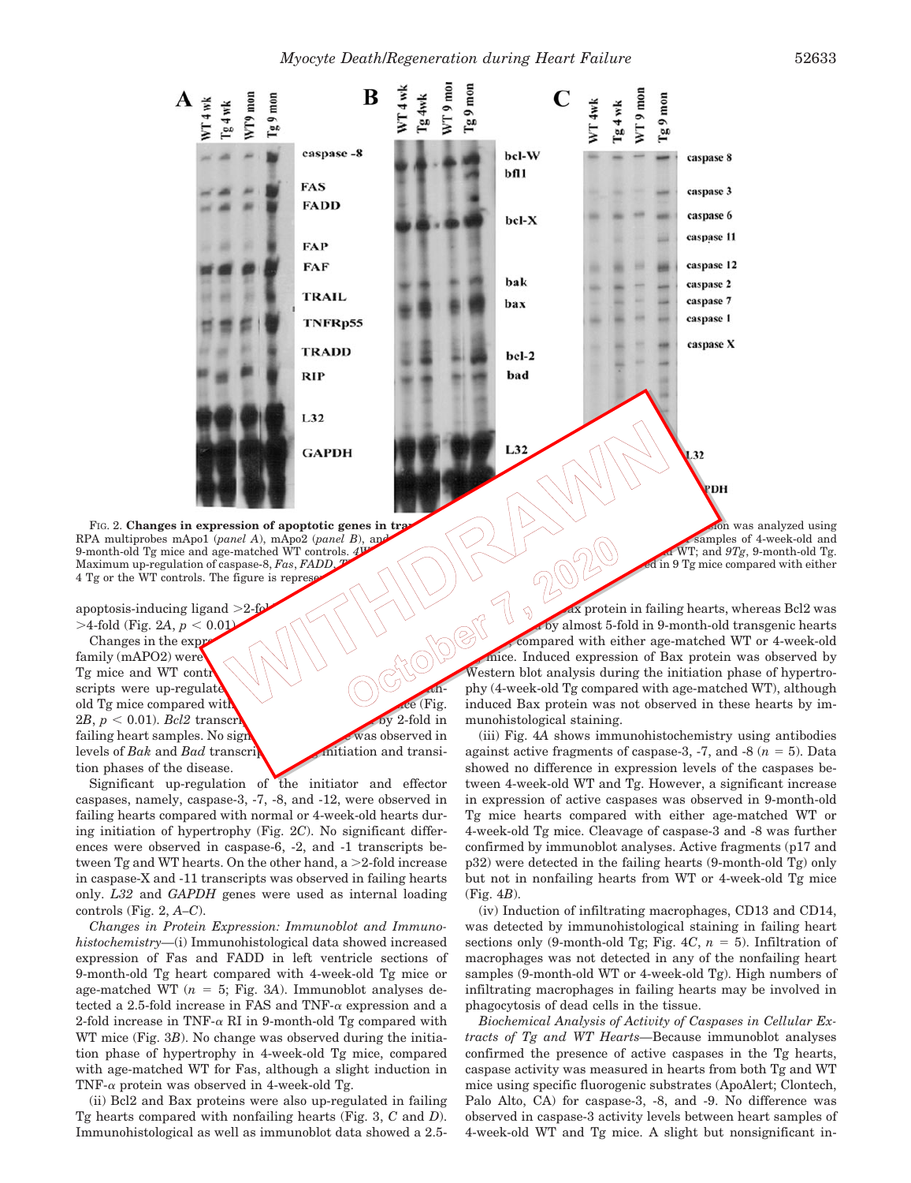**WITHDRAWN**
**October 7, 2020**

FIG. 2. **Changes in expression of apoptotic genes in tra**... ion was analyzed using RPA multiprobes mApo1 (*panel A*), mApo2 (*panel B*), and ... samples of 4-week-old and 9-month-old Tg mice and age-matched WT controls. *4W*... d WT; and *9Tg*, 9-month-old Tg. Maximum up-regulation of caspase-8, *Fas*, *FADD*, *T*... ed in 9 Tg mice compared with either 4 Tg or the WT controls. The figure is represe...

apoptosis-inducing ligand >2-fo... >4-fold (Fig. 2*A*, $p < 0.01$)...

Changes in the expr... family (mAPO2) were ... Tg mice and WT contr... scripts were up-regulate... old Tg mice compared with ... ce (Fig. 2*B*, $p < 0.01$). *Bcl2* transcr... by 2-fold in failing heart samples. No sign... was observed in levels of *Bak* and *Bad* transcri... initiation and transition phases of the disease.

Significant up-regulation of the initiator and effector caspases, namely, caspase-3, -7, -8, and -12, were observed in failing hearts compared with normal or 4-week-old hearts during initiation of hypertrophy (Fig. 2*C*). No significant differences were observed in caspase-6, -2, and -1 transcripts between Tg and WT hearts. On the other hand, a >2-fold increase in caspase-X and -11 transcripts was observed in failing hearts only. *L32* and *GAPDH* genes were used as internal loading controls (Fig. 2, *A*–*C*).

*Changes in Protein Expression: Immunoblot and Immunohistochemistry*—(i) Immunohistological data showed increased expression of Fas and FADD in left ventricle sections of 9-month-old Tg heart compared with 4-week-old Tg mice or age-matched WT ($n = 5$; Fig. 3*A*). Immunoblot analyses detected a 2.5-fold increase in FAS and TNF-α expression and a 2-fold increase in TNF-α RI in 9-month-old Tg compared with WT mice (Fig. 3*B*). No change was observed during the initiation phase of hypertrophy in 4-week-old Tg mice, compared with age-matched WT for Fas, although a slight induction in TNF-α protein was observed in 4-week-old Tg.

(ii) Bcl2 and Bax proteins were also up-regulated in failing Tg hearts compared with nonfailing hearts (Fig. 3, *C* and *D*). Immunohistological as well as immunoblot data showed a 2.5-... ax protein in failing hearts, whereas Bcl2 was ... by almost 5-fold in 9-month-old transgenic hearts ..., compared with either age-matched WT or 4-week-old ... mice. Induced expression of Bax protein was observed by Western blot analysis during the initiation phase of hypertrophy (4-week-old Tg compared with age-matched WT), although induced Bax protein was not observed in these hearts by immunohistological staining.

(iii) Fig. 4*A* shows immunohistochemistry using antibodies against active fragments of caspase-3, -7, and -8 ($n = 5$). Data showed no difference in expression levels of the caspases between 4-week-old WT and Tg. However, a significant increase in expression of active caspases was observed in 9-month-old Tg mice hearts compared with either age-matched WT or 4-week-old Tg mice. Cleavage of caspase-3 and -8 was further confirmed by immunoblot analyses. Active fragments (p17 and p32) were detected in the failing hearts (9-month-old Tg) only but not in nonfailing hearts from WT or 4-week-old Tg mice (Fig. 4*B*).

(iv) Induction of infiltrating macrophages, CD13 and CD14, was detected by immunohistological staining in failing heart sections only (9-month-old Tg; Fig. 4*C*, $n = 5$). Infiltration of macrophages was not detected in any of the nonfailing heart samples (9-month-old WT or 4-week-old Tg). High numbers of infiltrating macrophages in failing hearts may be involved in phagocytosis of dead cells in the tissue.

*Biochemical Analysis of Activity of Caspases in Cellular Extracts of Tg and WT Hearts*—Because immunoblot analyses confirmed the presence of active caspases in the Tg hearts, caspase activity was measured in hearts from both Tg and WT mice using specific fluorogenic substrates (ApoAlert; Clontech, Palo Alto, CA) for caspase-3, -8, and -9. No difference was observed in caspase-3 activity levels between heart samples of 4-week-old WT and Tg mice. A slight but nonsignificant in-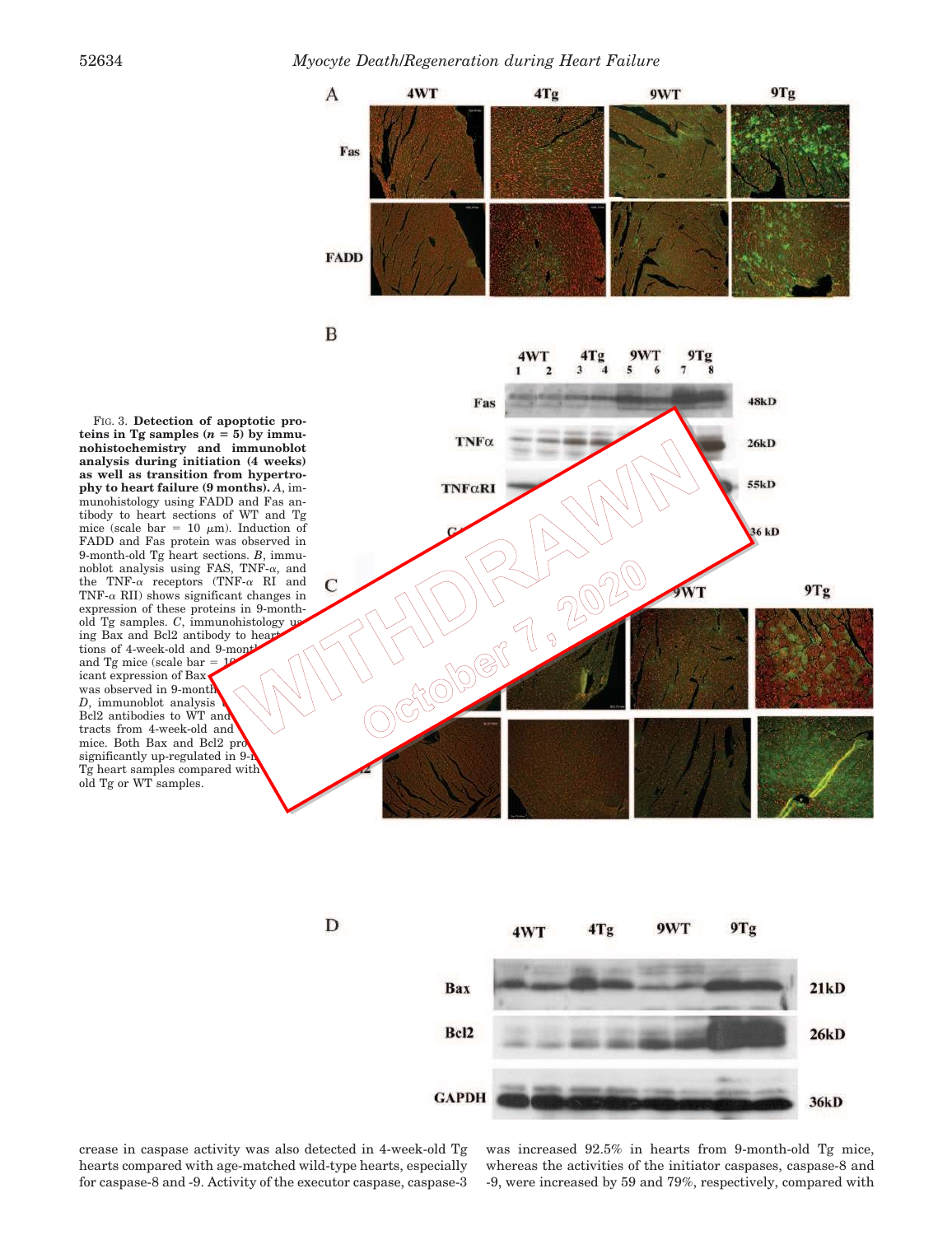FIG. 3. **Detection of apoptotic proteins in Tg samples ($n = 5$) by immunohistochemistry and immunoblot analysis during initiation (4 weeks) as well as transition from hypertrophy to heart failure (9 months).** *A*, immunohistology using FADD and Fas antibody to heart sections of WT and Tg mice (scale bar = 10 μm). Induction of FADD and Fas protein was observed in 9-month-old Tg heart sections. *B*, immunoblot analysis using FAS, TNF-α, and the TNF-α receptors (TNF-α RI and TNF-α RII) shows significant changes in expression of these proteins in 9-month-old Tg samples. *C*, immunohistology using Bax and Bcl2 antibody to heart sections of 4-week-old and 9-month-old WT and Tg mice (scale bar = 10 μm). Significant expression of Bax ... was observed in 9-month... *D*, immunoblot analysis ... Bcl2 antibodies to WT and ... tracts from 4-week-old and ... mice. Both Bax and Bcl2 pro... significantly up-regulated in 9-m... Tg heart samples compared with ... old Tg or WT samples.

WITHDRAWN October 7, 2020

crease in caspase activity was also detected in 4-week-old Tg hearts compared with age-matched wild-type hearts, especially for caspase-8 and -9. Activity of the executor caspase, caspase-3 was increased 92.5% in hearts from 9-month-old Tg mice, whereas the activities of the initiator caspases, caspase-8 and -9, were increased by 59 and 79%, respectively, compared with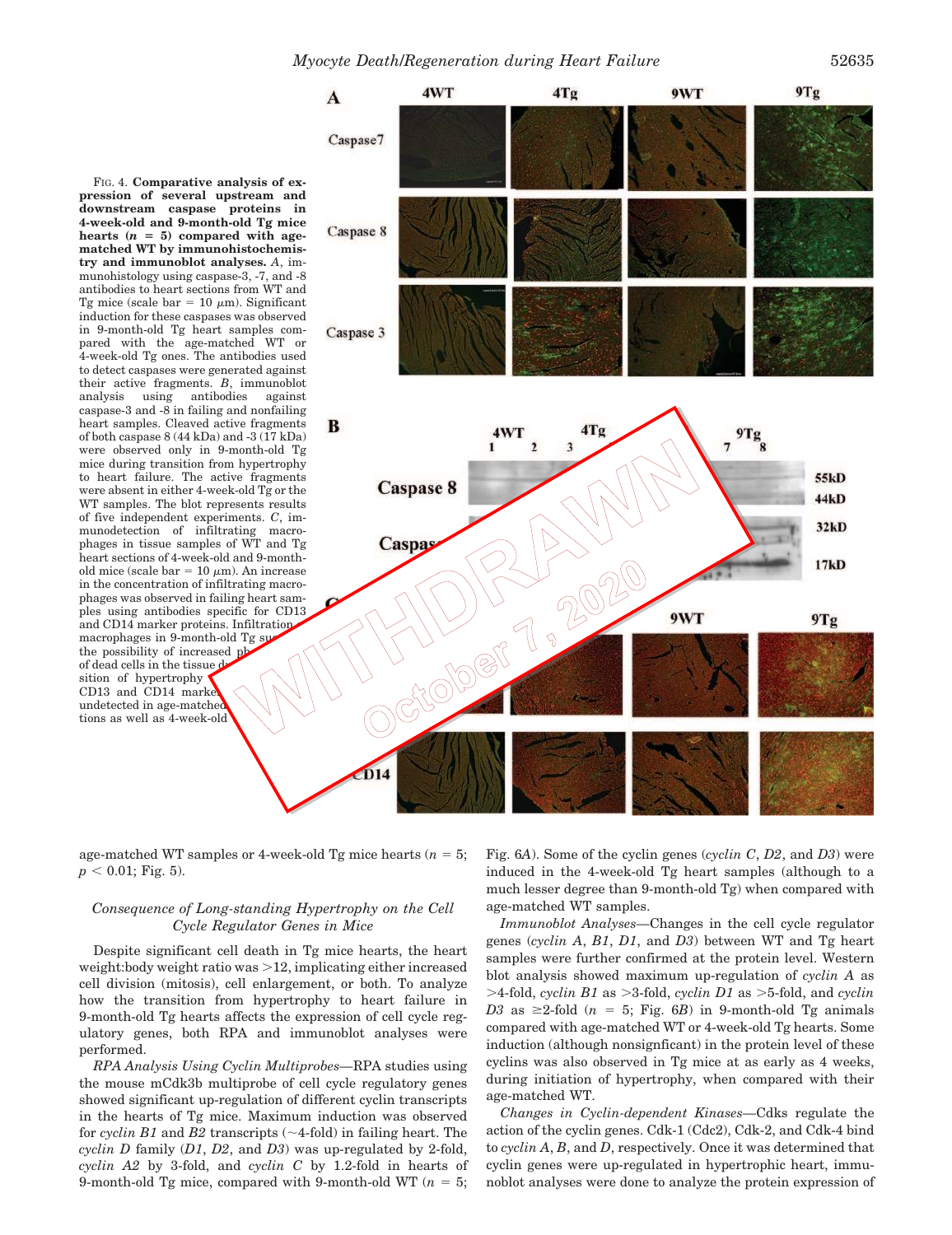FIG. 4. **Comparative analysis of expression of several upstream and downstream caspase proteins in 4-week-old and 9-month-old Tg mice hearts ($n = 5$) compared with age-matched WT by immunohistochemistry and immunoblot analyses.** *A*, immunohistology using caspase-3, -7, and -8 antibodies to heart sections from WT and Tg mice (scale bar = 10 μm). Significant induction for these caspases was observed in 9-month-old Tg heart samples compared with the age-matched WT or 4-week-old Tg ones. The antibodies used to detect caspases were generated against their active fragments. *B*, immunoblot analysis using antibodies against caspase-3 and -8 in failing and nonfailing heart samples. Cleaved active fragments of both caspase 8 (44 kDa) and -3 (17 kDa) were observed only in 9-month-old Tg mice during transition from hypertrophy to heart failure. The active fragments were absent in either 4-week-old Tg or the WT samples. The blot represents results of five independent experiments. *C*, immunodetection of infiltrating macrophages in tissue samples of WT and Tg heart sections of 4-week-old and 9-month-old mice (scale bar = 10 μm). An increase in the concentration of infiltrating macrophages was observed in failing heart samples using antibodies specific for CD13 and CD14 marker proteins. Infiltration of macrophages in 9-month-old Tg su... the possibility of increased ph... of dead cells in the tissue d... sition of hypertrophy ... CD13 and CD14 marke... undetected in age-matched ... tions as well as 4-week-old ...

age-matched WT samples or 4-week-old Tg mice hearts ($n = 5$; $p < 0.01$; Fig. 5).

### *Consequence of Long-standing Hypertrophy on the Cell Cycle Regulator Genes in Mice*

Despite significant cell death in Tg mice hearts, the heart weight:body weight ratio was >12, implicating either increased cell division (mitosis), cell enlargement, or both. To analyze how the transition from hypertrophy to heart failure in 9-month-old Tg hearts affects the expression of cell cycle regulatory genes, both RPA and immunoblot analyses were performed.

*RPA Analysis Using Cyclin Multiprobes*—RPA studies using the mouse mCdk3b multiprobe of cell cycle regulatory genes showed significant up-regulation of different cyclin transcripts in the hearts of Tg mice. Maximum induction was observed for *cyclin B1* and *B2* transcripts (~4-fold) in failing heart. The *cyclin D* family (*D1*, *D2*, and *D3*) was up-regulated by 2-fold, *cyclin A2* by 3-fold, and *cyclin C* by 1.2-fold in hearts of 9-month-old Tg mice, compared with 9-month-old WT ($n = 5$; Fig. 6*A*). Some of the cyclin genes (*cyclin C*, *D2*, and *D3*) were induced in the 4-week-old Tg heart samples (although to a much lesser degree than 9-month-old Tg) when compared with age-matched WT samples.

*Immunoblot Analyses*—Changes in the cell cycle regulator genes (*cyclin A*, *B1*, *D1*, and *D3*) between WT and Tg heart samples were further confirmed at the protein level. Western blot analysis showed maximum up-regulation of *cyclin A* as >4-fold, *cyclin B1* as >3-fold, *cyclin D1* as >5-fold, and *cyclin D3* as ≥2-fold ($n = 5$; Fig. 6*B*) in 9-month-old Tg animals compared with age-matched WT or 4-week-old Tg hearts. Some induction (although nonsignficant) in the protein level of these cyclins was also observed in Tg mice at as early as 4 weeks, during initiation of hypertrophy, when compared with their age-matched WT.

*Changes in Cyclin-dependent Kinases*—Cdks regulate the action of the cyclin genes. Cdk-1 (Cdc2), Cdk-2, and Cdk-4 bind to *cyclin A*, *B*, and *D*, respectively. Once it was determined that cyclin genes were up-regulated in hypertrophic heart, immunoblot analyses were done to analyze the protein expression of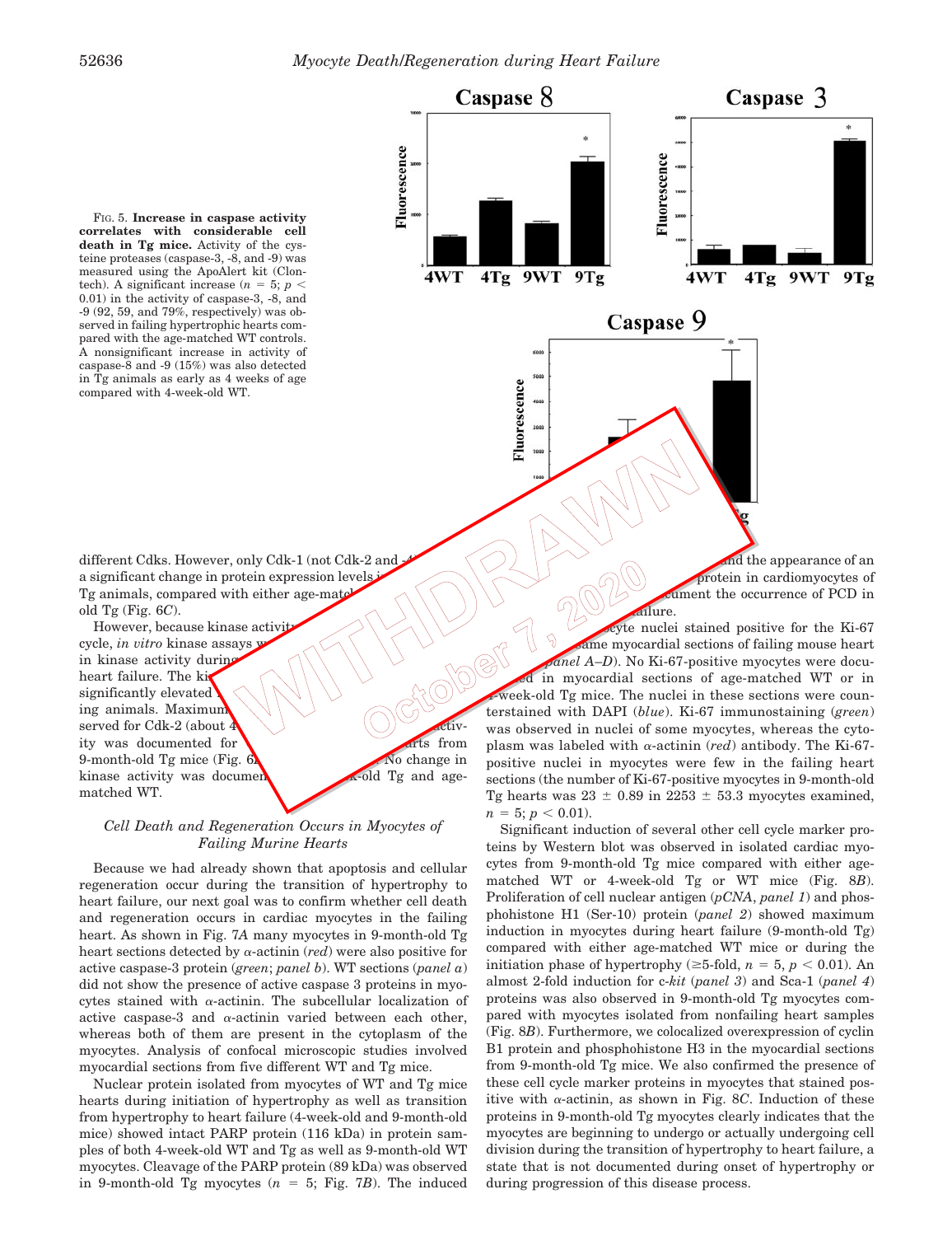FIG. 5. **Increase in caspase activity correlates with considerable cell death in Tg mice.** Activity of the cysteine proteases (caspase-3, -8, and -9) was measured using the ApoAlert kit (Clontech). A significant increase ($n = 5$; $p < 0.01$) in the activity of caspase-3, -8, and -9 (92, 59, and 79%, respectively) was observed in failing hypertrophic hearts compared with the age-matched WT controls. A nonsignificant increase in activity of caspase-8 and -9 (15%) was also detected in Tg animals as early as 4 weeks of age compared with 4-week-old WT.

different Cdks. However, only Cdk-1 (not Cdk-2 and -4 ... a significant change in protein expression levels i... Tg animals, compared with either age-matc... old Tg (Fig. 6C).

However, because kinase activity ... cycle, *in vitro* kinase assays w... in kinase activity during ... heart failure. The ki... significantly elevated ... ing animals. Maximum ... served for Cdk-2 (about 4... activity was documented for ... arts from 9-month-old Tg mice (Fig. 6... No change in kinase activity was documen... -old Tg and age-matched WT.

### *Cell Death and Regeneration Occurs in Myocytes of Failing Murine Hearts*

Because we had already shown that apoptosis and cellular regeneration occur during the transition of hypertrophy to heart failure, our next goal was to confirm whether cell death and regeneration occurs in cardiac myocytes in the failing heart. As shown in Fig. 7*A* many myocytes in 9-month-old Tg heart sections detected by $\alpha$-actinin (*red*) were also positive for active caspase-3 protein (*green*; *panel b*). WT sections (*panel a*) did not show the presence of active caspase 3 proteins in myocytes stained with $\alpha$-actinin. The subcellular localization of active caspase-3 and $\alpha$-actinin varied between each other, whereas both of them are present in the cytoplasm of the myocytes. Analysis of confocal microscopic studies involved myocardial sections from five different WT and Tg mice.

Nuclear protein isolated from myocytes of WT and Tg mice hearts during initiation of hypertrophy as well as transition from hypertrophy to heart failure (4-week-old and 9-month-old mice) showed intact PARP protein (116 kDa) in protein samples of both 4-week-old WT and Tg as well as 9-month-old WT myocytes. Cleavage of the PARP protein (89 kDa) was observed in 9-month-old Tg myocytes ($n = 5$; Fig. 7*B*). The induced ... and the appearance of an ... protein in cardiomyocytes of ... ument the occurrence of PCD in ... ailure.

...ocyte nuclei stained positive for the Ki-67 ... same myocardial sections of failing mouse heart ... *panel A–D*). No Ki-67-positive myocytes were docu...ed in myocardial sections of age-matched WT or in 4-week-old Tg mice. The nuclei in these sections were counterstained with DAPI (*blue*). Ki-67 immunostaining (*green*) was observed in nuclei of some myocytes, whereas the cytoplasm was labeled with $\alpha$-actinin (*red*) antibody. The Ki-67-positive nuclei in myocytes were few in the failing heart sections (the number of Ki-67-positive myocytes in 9-month-old Tg hearts was $23 \pm 0.89$ in $2253 \pm 53.3$ myocytes examined, $n = 5$; $p < 0.01$).

Significant induction of several other cell cycle marker proteins by Western blot was observed in isolated cardiac myocytes from 9-month-old Tg mice compared with either age-matched WT or 4-week-old Tg or WT mice (Fig. 8*B*). Proliferation of cell nuclear antigen (*pCNA*, *panel 1*) and phosphohistone H1 (Ser-10) protein (*panel 2*) showed maximum induction in myocytes during heart failure (9-month-old Tg) compared with either age-matched WT mice or during the initiation phase of hypertrophy ($\geq$5-fold, $n = 5$, $p < 0.01$). An almost 2-fold induction for c-*kit* (*panel 3*) and Sca-1 (*panel 4*) proteins was also observed in 9-month-old Tg myocytes compared with myocytes isolated from nonfailing heart samples (Fig. 8*B*). Furthermore, we colocalized overexpression of cyclin B1 protein and phosphohistone H3 in the myocardial sections from 9-month-old Tg mice. We also confirmed the presence of these cell cycle marker proteins in myocytes that stained positive with $\alpha$-actinin, as shown in Fig. 8*C*. Induction of these proteins in 9-month-old Tg myocytes clearly indicates that the myocytes are beginning to undergo or actually undergoing cell division during the transition of hypertrophy to heart failure, a state that is not documented during onset of hypertrophy or during progression of this disease process.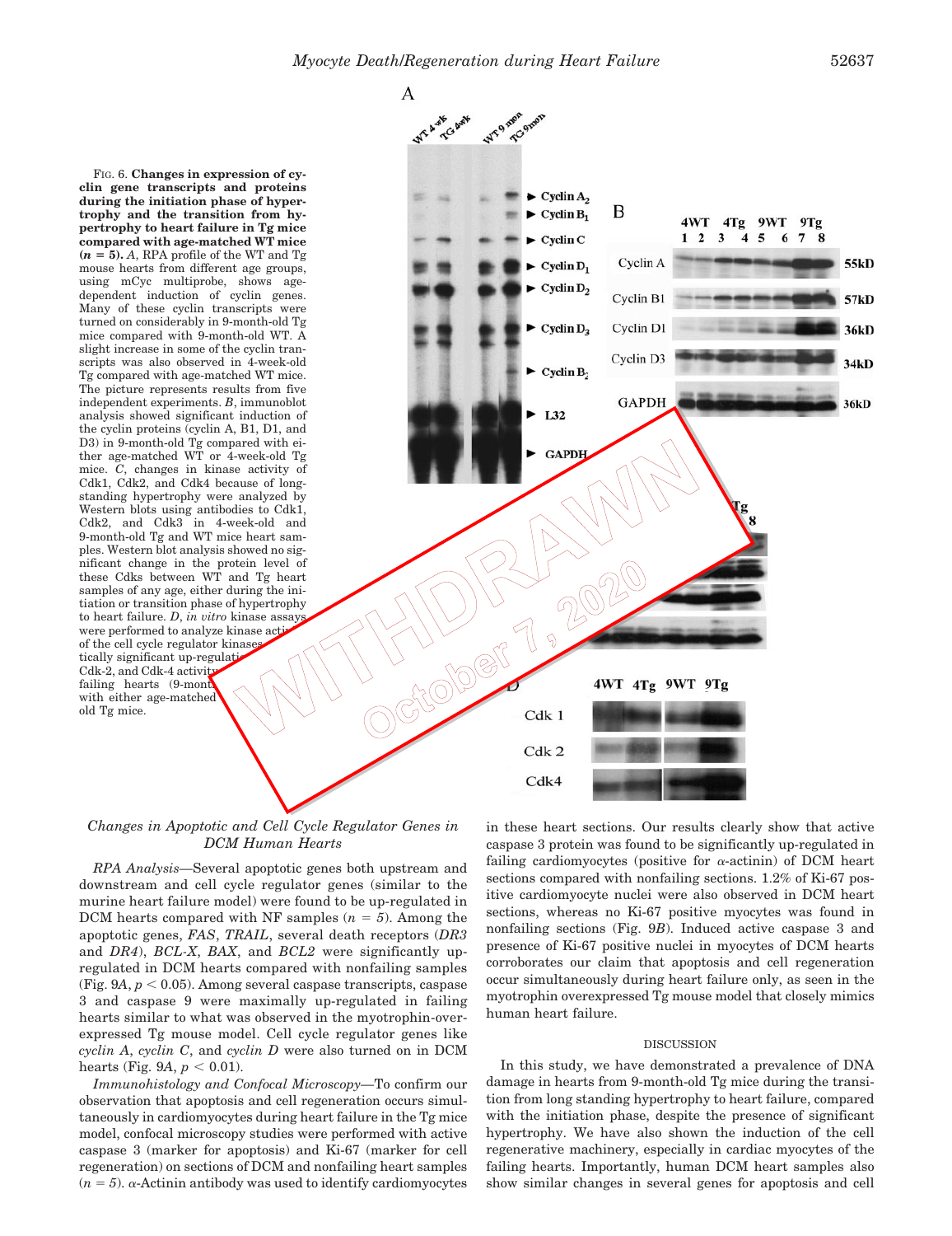FIG. 6. **Changes in expression of cyclin gene transcripts and proteins during the initiation phase of hypertrophy and the transition from hypertrophy to heart failure in Tg mice compared with age-matched WT mice ($n = 5$).** *A*, RPA profile of the WT and Tg mouse hearts from different age groups, using mCyc multiprobe, shows age-dependent induction of cyclin genes. Many of these cyclin transcripts were turned on considerably in 9-month-old Tg mice compared with 9-month-old WT. A slight increase in some of the cyclin transcripts was also observed in 4-week-old Tg compared with age-matched WT mice. The picture represents results from five independent experiments. *B*, immunoblot analysis showed significant induction of the cyclin proteins (cyclin A, B1, D1, and D3) in 9-month-old Tg compared with either age-matched WT or 4-week-old Tg mice. *C*, changes in kinase activity of Cdk1, Cdk2, and Cdk4 because of long-standing hypertrophy were analyzed by Western blots using antibodies to Cdk1, Cdk2, and Cdk3 in 4-week-old and 9-month-old Tg and WT mice heart samples. Western blot analysis showed no significant change in the protein level of these Cdks between WT and Tg heart samples of any age, either during the initiation or transition phase of hypertrophy to heart failure. *D*, *in vitro* kinase assays were performed to analyze kinase activity of the cell cycle regulator kinases ... tically significant up-regulati... Cdk-2, and Cdk-4 activity ... failing hearts (9-mont... with either age-matched ... old Tg mice.

WITHDRAWN October 7, 2020

## Changes in Apoptotic and Cell Cycle Regulator Genes in DCM Human Hearts

*RPA Analysis*—Several apoptotic genes both upstream and downstream and cell cycle regulator genes (similar to the murine heart failure model) were found to be up-regulated in DCM hearts compared with NF samples ($n = 5$). Among the apoptotic genes, *FAS*, *TRAIL*, several death receptors (*DR3* and *DR4*), *BCL-X*, *BAX*, and *BCL2* were significantly up-regulated in DCM hearts compared with nonfailing samples (Fig. 9*A*, $p < 0.05$). Among several caspase transcripts, caspase 3 and caspase 9 were maximally up-regulated in failing hearts similar to what was observed in the myotrophin-overexpressed Tg mouse model. Cell cycle regulator genes like *cyclin A*, *cyclin C*, and *cyclin D* were also turned on in DCM hearts (Fig. 9*A*, $p < 0.01$).

*Immunohistology and Confocal Microscopy*—To confirm our observation that apoptosis and cell regeneration occurs simultaneously in cardiomyocytes during heart failure in the Tg mice model, confocal microscopy studies were performed with active caspase 3 (marker for apoptosis) and Ki-67 (marker for cell regeneration) on sections of DCM and nonfailing heart samples ($n = 5$). α-Actinin antibody was used to identify cardiomyocytes in these heart sections. Our results clearly show that active caspase 3 protein was found to be significantly up-regulated in failing cardiomyocytes (positive for α-actinin) of DCM heart sections compared with nonfailing sections. 1.2% of Ki-67 positive cardiomyocyte nuclei were also observed in DCM heart sections, whereas no Ki-67 positive myocytes was found in nonfailing sections (Fig. 9*B*). Induced active caspase 3 and presence of Ki-67 positive nuclei in myocytes of DCM hearts corroborates our claim that apoptosis and cell regeneration occur simultaneously during heart failure only, as seen in the myotrophin overexpressed Tg mouse model that closely mimics human heart failure.

## DISCUSSION

In this study, we have demonstrated a prevalence of DNA damage in hearts from 9-month-old Tg mice during the transition from long standing hypertrophy to heart failure, compared with the initiation phase, despite the presence of significant hypertrophy. We have also shown the induction of the cell regenerative machinery, especially in cardiac myocytes of the failing hearts. Importantly, human DCM heart samples also show similar changes in several genes for apoptosis and cell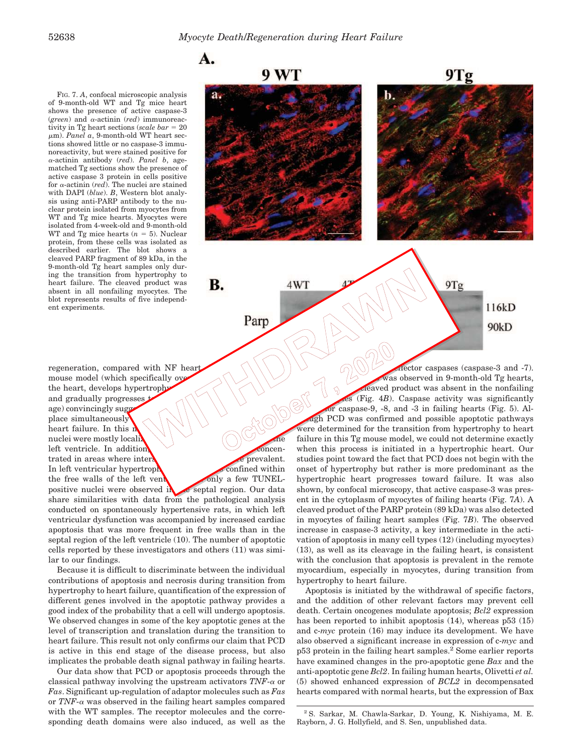FIG. 7. *A*, confocal microscopic analysis of 9-month-old WT and Tg mice heart shows the presence of active caspase-3 (*green*) and α-actinin (*red*) immunoreactivity in Tg heart sections (*scale bar* = 20 μm). *Panel a*, 9-month-old WT heart sections showed little or no caspase-3 immunoreactivity, but were stained positive for α-actinin antibody (*red*). *Panel b*, age-matched Tg sections show the presence of active caspase 3 protein in cells positive for α-actinin (*red*). The nuclei are stained with DAPI (*blue*). *B*, Western blot analysis using anti-PARP antibody to the nuclear protein isolated from myocytes from WT and Tg mice hearts. Myocytes were isolated from 4-week-old and 9-month-old WT and Tg mice hearts (*n* = 5). Nuclear protein, from these cells was isolated as described earlier. The blot shows a cleaved PARP fragment of 89 kDa, in the 9-month-old Tg heart samples only during the transition from hypertrophy to heart failure. The cleaved product was absent in all nonfailing myocytes. The blot represents results of five independent experiments.

WITHDRAWN October 7, 2020

regeneration, compared with NF heart ... mouse model (which specifically ove... the heart, develops hypertroph... and gradually progresses t... age) convincingly sugg... place simultaneously ... heart failure. In this m... nuclei were mostly localiz... the left ventricle. In addition, ... concentrated in areas where inters... prevalent. In left ventricular hypertroph... confined within the free walls of the left vent... only a few TUNEL-positive nuclei were observed in the septal region. Our data share similarities with data from the pathological analysis conducted on spontaneously hypertensive rats, in which left ventricular dysfunction was accompanied by increased cardiac apoptosis that was more frequent in free walls than in the septal region of the left ventricle (10). The number of apoptotic cells reported by these investigators and others (11) was similar to our findings.

Because it is difficult to discriminate between the individual contributions of apoptosis and necrosis during transition from hypertrophy to heart failure, quantification of the expression of different genes involved in the apoptotic pathway provides a good index of the probability that a cell will undergo apoptosis. We observed changes in some of the key apoptotic genes at the level of transcription and translation during the transition to heart failure. This result not only confirms our claim that PCD is active in this end stage of the disease process, but also implicates the probable death signal pathway in failing hearts.

Our data show that PCD or apoptosis proceeds through the classical pathway involving the upstream activators *TNF-α* or *Fas*. Significant up-regulation of adaptor molecules such as *Fas* or *TNF-α* was observed in the failing heart samples compared with the WT samples. The receptor molecules and the corresponding death domains were also induced, as well as the ... effector caspases (caspase-3 and -7). ... was observed in 9-month-old Tg hearts, ... cleaved product was absent in the nonfailing ...es (Fig. 4*B*). Caspase activity was significantly ...or caspase-9, -8, and -3 in failing hearts (Fig. 5). Although PCD was confirmed and possible apoptotic pathways were determined for the transition from hypertrophy to heart failure in this Tg mouse model, we could not determine exactly when this process is initiated in a hypertrophic heart. Our studies point toward the fact that PCD does not begin with the onset of hypertrophy but rather is more predominant as the hypertrophic heart progresses toward failure. It was also shown, by confocal microscopy, that active caspase-3 was present in the cytoplasm of myocytes of failing hearts (Fig. 7*A*). A cleaved product of the PARP protein (89 kDa) was also detected in myocytes of failing heart samples (Fig. 7*B*). The observed increase in caspase-3 activity, a key intermediate in the activation of apoptosis in many cell types (12) (including myocytes) (13), as well as its cleavage in the failing heart, is consistent with the conclusion that apoptosis is prevalent in the remote myocardium, especially in myocytes, during transition from hypertrophy to heart failure.

Apoptosis is initiated by the withdrawal of specific factors, and the addition of other relevant factors may prevent cell death. Certain oncogenes modulate apoptosis; *Bcl2* expression has been reported to inhibit apoptosis (14), whereas p53 (15) and c-*myc* protein (16) may induce its development. We have also observed a significant increase in expression of c-*myc* and p53 protein in the failing heart samples.[2] Some earlier reports have examined changes in the pro-apoptotic gene *Bax* and the anti-apoptotic gene *Bcl2*. In failing human hearts, Olivetti *et al.* (5) showed enhanced expression of *BCL2* in decompensated hearts compared with normal hearts, but the expression of Bax

[2] S. Sarkar, M. Chawla-Sarkar, D. Young, K. Nishiyama, M. E. Rayborn, J. G. Hollyfield, and S. Sen, unpublished data.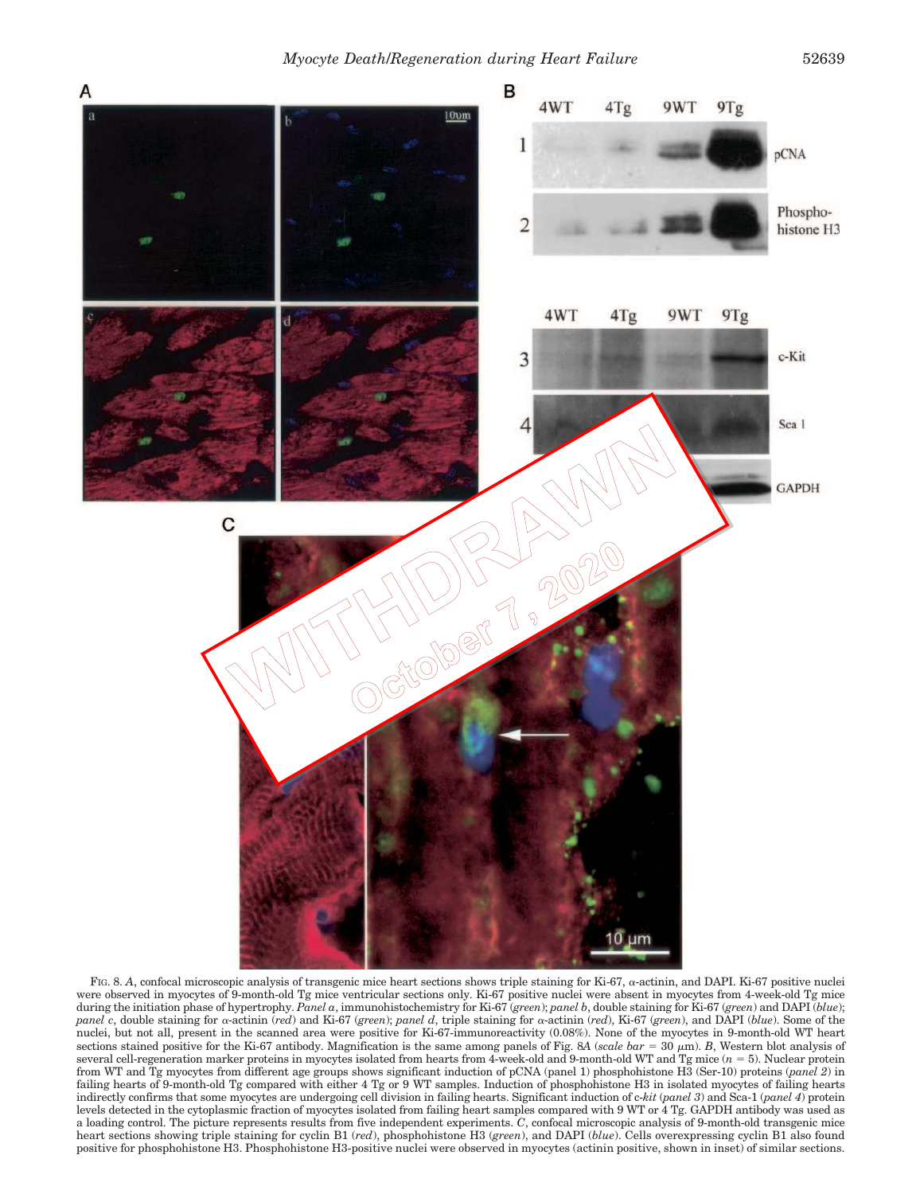FIG. 8. *A*, confocal microscopic analysis of transgenic mice heart sections shows triple staining for Ki-67, α-actinin, and DAPI. Ki-67 positive nuclei were observed in myocytes of 9-month-old Tg mice ventricular sections only. Ki-67 positive nuclei were absent in myocytes from 4-week-old Tg mice during the initiation phase of hypertrophy. *Panel a*, immunohistochemistry for Ki-67 (*green*); *panel b*, double staining for Ki-67 (*green*) and DAPI (*blue*); *panel c*, double staining for α-actinin (*red*) and Ki-67 (*green*); *panel d*, triple staining for α-actinin (*red*), Ki-67 (*green*), and DAPI (*blue*). Some of the nuclei, but not all, present in the scanned area were positive for Ki-67-immunoreactivity (0.08%). None of the myocytes in 9-month-old WT heart sections stained positive for the Ki-67 antibody. Magnification is the same among panels of Fig. 8*A* (*scale bar* = 30 μm). *B*, Western blot analysis of several cell-regeneration marker proteins in myocytes isolated from hearts from 4-week-old and 9-month-old WT and Tg mice ($n = 5$). Nuclear protein from WT and Tg myocytes from different age groups shows significant induction of pCNA (panel 1) phosphohistone H3 (Ser-10) proteins (*panel 2*) in failing hearts of 9-month-old Tg compared with either 4 Tg or 9 WT samples. Induction of phosphohistone H3 in isolated myocytes of failing hearts indirectly confirms that some myocytes are undergoing cell division in failing hearts. Significant induction of c-*kit* (*panel 3*) and Sca-1 (*panel 4*) protein levels detected in the cytoplasmic fraction of myocytes isolated from failing heart samples compared with 9 WT or 4 Tg. GAPDH antibody was used as a loading control. The picture represents results from five independent experiments. *C*, confocal microscopic analysis of 9-month-old transgenic mice heart sections showing triple staining for cyclin B1 (*red*), phosphohistone H3 (*green*), and DAPI (*blue*). Cells overexpressing cyclin B1 also found positive for phosphohistone H3. Phosphohistone H3-positive nuclei were observed in myocytes (actinin positive, shown in inset) of similar sections.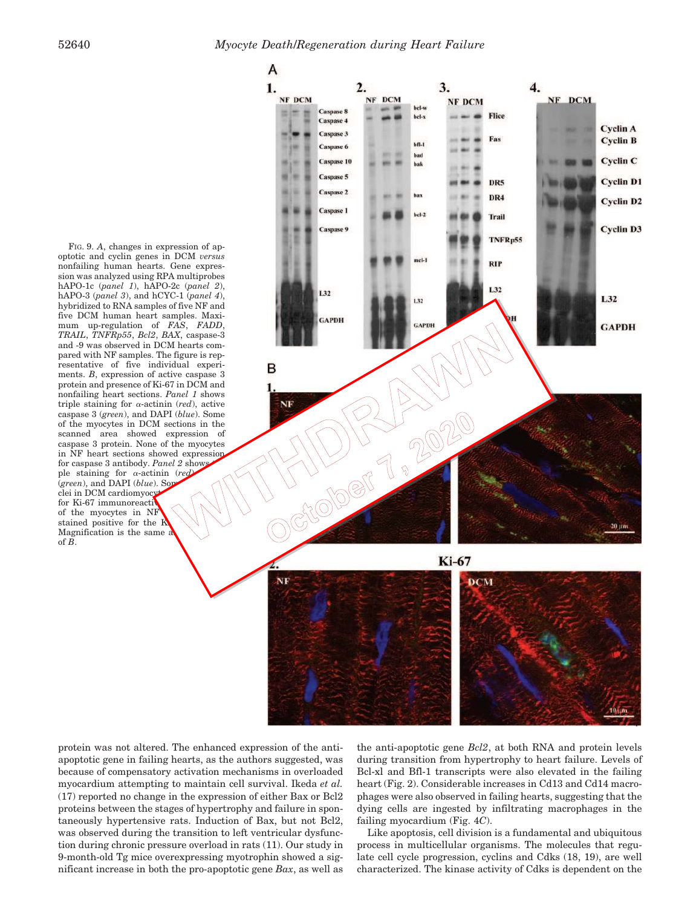FIG. 9. *A*, changes in expression of apoptotic and cyclin genes in DCM *versus* nonfailing human hearts. Gene expression was analyzed using RPA multiprobes hAPO-1c (*panel 1*), hAPO-2c (*panel 2*), hAPO-3 (*panel 3*), and hCYC-1 (*panel 4*), hybridized to RNA samples of five NF and five DCM human heart samples. Maximum up-regulation of *FAS*, *FADD*, *TRAIL*, *TNFRp55*, *Bcl2*, *BAX*, caspase-3 and -9 was observed in DCM hearts compared with NF samples. The figure is representative of five individual experiments. *B*, expression of active caspase 3 protein and presence of Ki-67 in DCM and nonfailing heart sections. *Panel 1* shows triple staining for α-actinin (*red*), active caspase 3 (*green*), and DAPI (*blue*). Some of the myocytes in DCM sections in the scanned area showed expression of caspase 3 protein. None of the myocytes in NF heart sections showed expression for caspase 3 antibody. *Panel 2* shows triple staining for α-actinin (*red*), Ki-67 (*green*), and DAPI (*blue*). Some nuclei in DCM cardiomyocytes stained positive for Ki-67 immunoreactivity. None of the myocytes in NF sections stained positive for the Ki-67. Magnification is the same as in panels of *B*.

protein was not altered. The enhanced expression of the anti-apoptotic gene in failing hearts, as the authors suggested, was because of compensatory activation mechanisms in overloaded myocardium attempting to maintain cell survival. Ikeda *et al.* (17) reported no change in the expression of either Bax or Bcl2 proteins between the stages of hypertrophy and failure in spontaneously hypertensive rats. Induction of Bax, but not Bcl2, was observed during the transition to left ventricular dysfunction during chronic pressure overload in rats (11). Our study in 9-month-old Tg mice overexpressing myotrophin showed a significant increase in both the pro-apoptotic gene *Bax*, as well as the anti-apoptotic gene *Bcl2*, at both RNA and protein levels during transition from hypertrophy to heart failure. Levels of Bcl-xl and Bfl-1 transcripts were also elevated in the failing heart (Fig. 2). Considerable increases in Cd13 and Cd14 macrophages were also observed in failing hearts, suggesting that the dying cells are ingested by infiltrating macrophages in the failing myocardium (Fig. 4*C*).

Like apoptosis, cell division is a fundamental and ubiquitous process in multicellular organisms. The molecules that regulate cell cycle progression, cyclins and Cdks (18, 19), are well characterized. The kinase activity of Cdks is dependent on the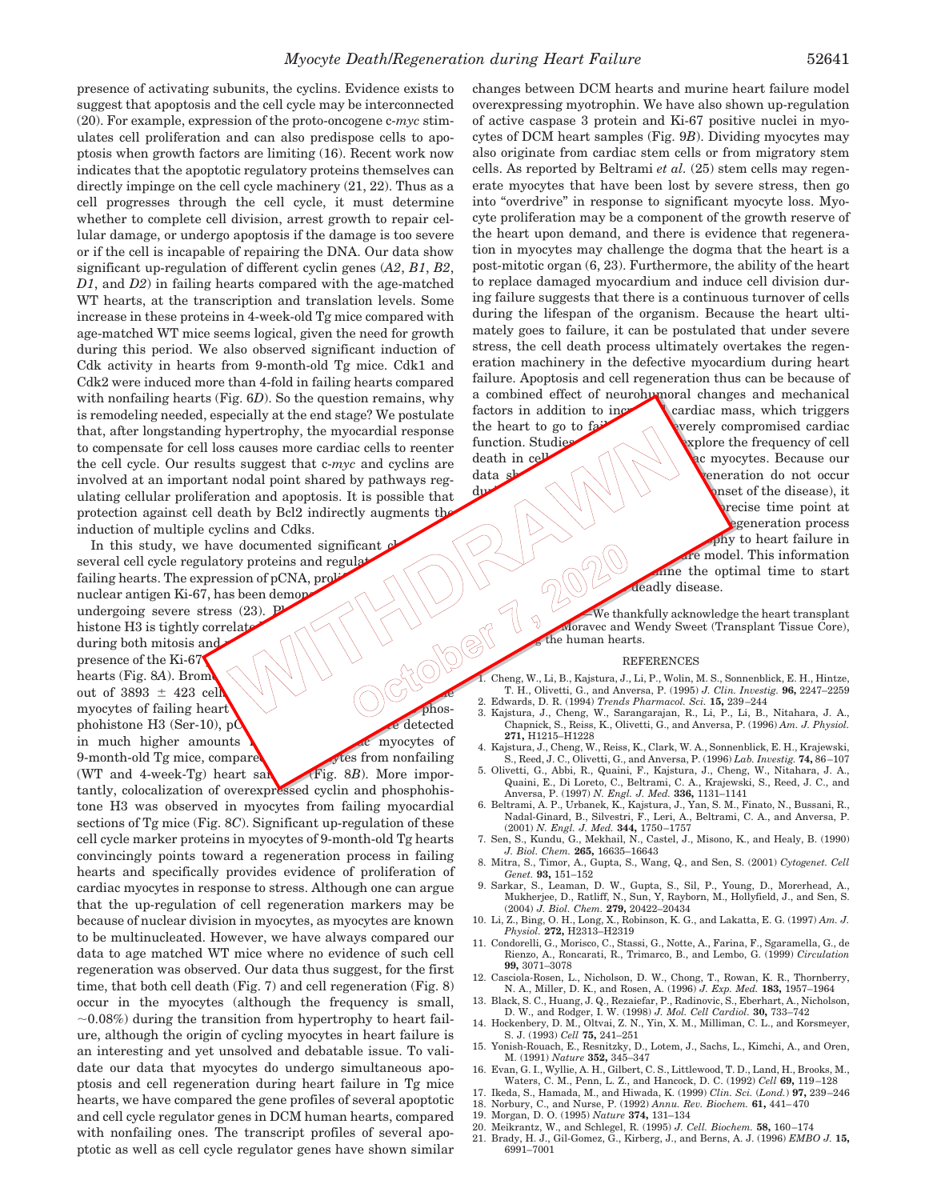presence of activating subunits, the cyclins. Evidence exists to suggest that apoptosis and the cell cycle may be interconnected (20). For example, expression of the proto-oncogene c-*myc* stimulates cell proliferation and can also predispose cells to apoptosis when growth factors are limiting (16). Recent work now indicates that the apoptotic regulatory proteins themselves can directly impinge on the cell cycle machinery (21, 22). Thus as a cell progresses through the cell cycle, it must determine whether to complete cell division, arrest growth to repair cellular damage, or undergo apoptosis if the damage is too severe or if the cell is incapable of repairing the DNA. Our data show significant up-regulation of different cyclin genes (*A2*, *B1*, *B2*, *D1*, and *D2*) in failing hearts compared with the age-matched WT hearts, at the transcription and translation levels. Some increase in these proteins in 4-week-old Tg mice compared with age-matched WT mice seems logical, given the need for growth during this period. We also observed significant induction of Cdk activity in hearts from 9-month-old Tg mice. Cdk1 and Cdk2 were induced more than 4-fold in failing hearts compared with nonfailing hearts (Fig. 6*D*). So the question remains, why is remodeling needed, especially at the end stage? We postulate that, after longstanding hypertrophy, the myocardial response to compensate for cell loss causes more cardiac cells to reenter the cell cycle. Our results suggest that c-*myc* and cyclins are involved at an important nodal point shared by pathways regulating cellular proliferation and apoptosis. It is possible that protection against cell death by Bcl2 indirectly augments the induction of multiple cyclins and Cdks.

In this study, we have documented significant ch... several cell cycle regulatory proteins and regulat... failing hearts. The expression of pCNA, proli... nuclear antigen Ki-67, has been demon... undergoing severe stress (23). Ph... histone H3 is tightly correlate... during both mitosis and ... presence of the Ki-67 ... hearts (Fig. 8*A*). Brom... out of 3893 ± 423 cell... myocytes of failing heart... phosphohistone H3 (Ser-10), pC... detected in much higher amounts ... myocytes of 9-month-old Tg mice, compare... ytes from nonfailing (WT and 4-week-Tg) heart sa... (Fig. 8*B*). More importantly, colocalization of overexpressed cyclin and phosphohistone H3 was observed in myocytes from failing myocardial sections of Tg mice (Fig. 8*C*). Significant up-regulation of these cell cycle marker proteins in myocytes of 9-month-old Tg hearts convincingly points toward a regeneration process in failing hearts and specifically provides evidence of proliferation of cardiac myocytes in response to stress. Although one can argue that the up-regulation of cell regeneration markers may be because of nuclear division in myocytes, as myocytes are known to be multinucleated. However, we have always compared our data to age matched WT mice where no evidence of such cell regeneration was observed. Our data thus suggest, for the first time, that both cell death (Fig. 7) and cell regeneration (Fig. 8) occur in the myocytes (although the frequency is small, ~0.08%) during the transition from hypertrophy to heart failure, although the origin of cycling myocytes in heart failure is an interesting and yet unsolved and debatable issue. To validate our data that myocytes do undergo simultaneous apoptosis and cell regeneration during heart failure in Tg mice hearts, we have compared the gene profiles of several apoptotic and cell cycle regulator genes in DCM human hearts, compared with nonfailing ones. The transcript profiles of several apoptotic as well as cell cycle regulator genes have shown similar changes between DCM hearts and murine heart failure model overexpressing myotrophin. We have also shown up-regulation of active caspase 3 protein and Ki-67 positive nuclei in myocytes of DCM heart samples (Fig. 9*B*). Dividing myocytes may also originate from cardiac stem cells or from migratory stem cells. As reported by Beltrami *et al.* (25) stem cells may regenerate myocytes that have been lost by severe stress, then go into "overdrive" in response to significant myocyte loss. Myocyte proliferation may be a component of the growth reserve of the heart upon demand, and there is evidence that regeneration in myocytes may challenge the dogma that the heart is a post-mitotic organ (6, 23). Furthermore, the ability of the heart to replace damaged myocardium and induce cell division during failing suggests that there is a continuous turnover of cells during the lifespan of the organism. Because the heart ultimately goes to failure, it can be postulated that under severe stress, the cell death process ultimately overtakes the regeneration machinery in the defective myocardium during heart failure. Apoptosis and cell regeneration thus can be because of a combined effect of neurohumoral changes and mechanical factors in addition to inc... cardiac mass, which triggers the heart to go to fail... everely compromised cardiac function. Studies ... xplore the frequency of cell death in cel... ac myocytes. Because our data sh... eneration do not occur du... onset of the disease), it ... recise time point at ... egeneration process ... phy to heart failure in ... e model. This information ... ine the optimal time to start ... deadly disease.

...—We thankfully acknowledge the heart transplant ... Moravec and Wendy Sweet (Transplant Tissue Core), ... the human hearts.

WITHDRAWN
October 7, 2020

## REFERENCES

1. Cheng, W., Li, B., Kajstura, J., Li, P., Wolin, M. S., Sonnenblick, E. H., Hintze, T. H., Olivetti, G., and Anversa, P. (1995) *J. Clin. Investig.* **96,** 2247–2259
2. Edwards, D. R. (1994) *Trends Pharmacol. Sci.* **15,** 239–244
3. Kajstura, J., Cheng, W., Sarangarajan, R., Li, P., Li, B., Nitahara, J. A., Chapnick, S., Reiss, K., Olivetti, G., and Anversa, P. (1996) *Am. J. Physiol.* **271,** H1215–H1228
4. Kajstura, J., Cheng, W., Reiss, K., Clark, W. A., Sonnenblick, E. H., Krajewski, S., Reed, J. C., Olivetti, G., and Anversa, P. (1996) *Lab. Investig.* **74,** 86–107
5. Olivetti, G., Abbi, R., Quaini, F., Kajstura, J., Cheng, W., Nitahara, J. A., Quaini, E., Di Loreto, C., Beltrami, C. A., Krajewski, S., Reed, J. C., and Anversa, P. (1997) *N. Engl. J. Med.* **336,** 1131–1141
6. Beltrami, A. P., Urbanek, K., Kajstura, J., Yan, S. M., Finato, N., Bussani, R., Nadal-Ginard, B., Silvestri, F., Leri, A., Beltrami, C. A., and Anversa, P. (2001) *N. Engl. J. Med.* **344,** 1750–1757
7. Sen, S., Kundu, G., Mekhail, N., Castel, J., Misono, K., and Healy, B. (1990) *J. Biol. Chem.* **265,** 16635–16643
8. Mitra, S., Timor, A., Gupta, S., Wang, Q., and Sen, S. (2001) *Cytogenet. Cell Genet.* **93,** 151–152
9. Sarkar, S., Leaman, D. W., Gupta, S., Sil, P., Young, D., Morerhead, A., Mukherjee, D., Ratliff, N., Sun, Y, Rayborn, M., Hollyfield, J., and Sen, S. (2004) *J. Biol. Chem.* **279,** 20422–20434
10. Li, Z., Bing, O. H., Long, X., Robinson, K. G., and Lakatta, E. G. (1997) *Am. J. Physiol.* **272,** H2313–H2319
11. Condorelli, G., Morisco, C., Stassi, G., Notte, A., Farina, F., Sgaramella, G., de Rienzo, A., Roncarati, R., Trimarco, B., and Lembo, G. (1999) *Circulation* **99,** 3071–3078
12. Casciola-Rosen, L., Nicholson, D. W., Chong, T., Rowan, K. R., Thornberry, N. A., Miller, D. K., and Rosen, A. (1996) *J. Exp. Med.* **183,** 1957–1964
13. Black, S. C., Huang, J. Q., Rezaiefar, P., Radinovic, S., Eberhart, A., Nicholson, D. W., and Rodger, I. W. (1998) *J. Mol. Cell Cardiol.* **30,** 733–742
14. Hockenbery, D. M., Oltvai, Z. N., Yin, X. M., Milliman, C. L., and Korsmeyer, S. J. (1993) *Cell* **75,** 241–251
15. Yonish-Rouach, E., Resnitzky, D., Lotem, J., Sachs, L., Kimchi, A., and Oren, M. (1991) *Nature* **352,** 345–347
16. Evan, G. I., Wyllie, A. H., Gilbert, C. S., Littlewood, T. D., Land, H., Brooks, M., Waters, C. M., Penn, L. Z., and Hancock, D. C. (1992) *Cell* **69,** 119–128
17. Ikeda, S., Hamada, M., and Hiwada, K. (1999) *Clin. Sci.* (*Lond.*) **97,** 239–246
18. Norbury, C., and Nurse, P. (1992) *Annu. Rev. Biochem.* **61,** 441–470
19. Morgan, D. O. (1995) *Nature* **374,** 131–134
20. Meikrantz, W., and Schlegel, R. (1995) *J. Cell. Biochem.* **58,** 160–174
21. Brady, H. J., Gil-Gomez, G., Kirberg, J., and Berns, A. J. (1996) *EMBO J.* **15,** 6991–7001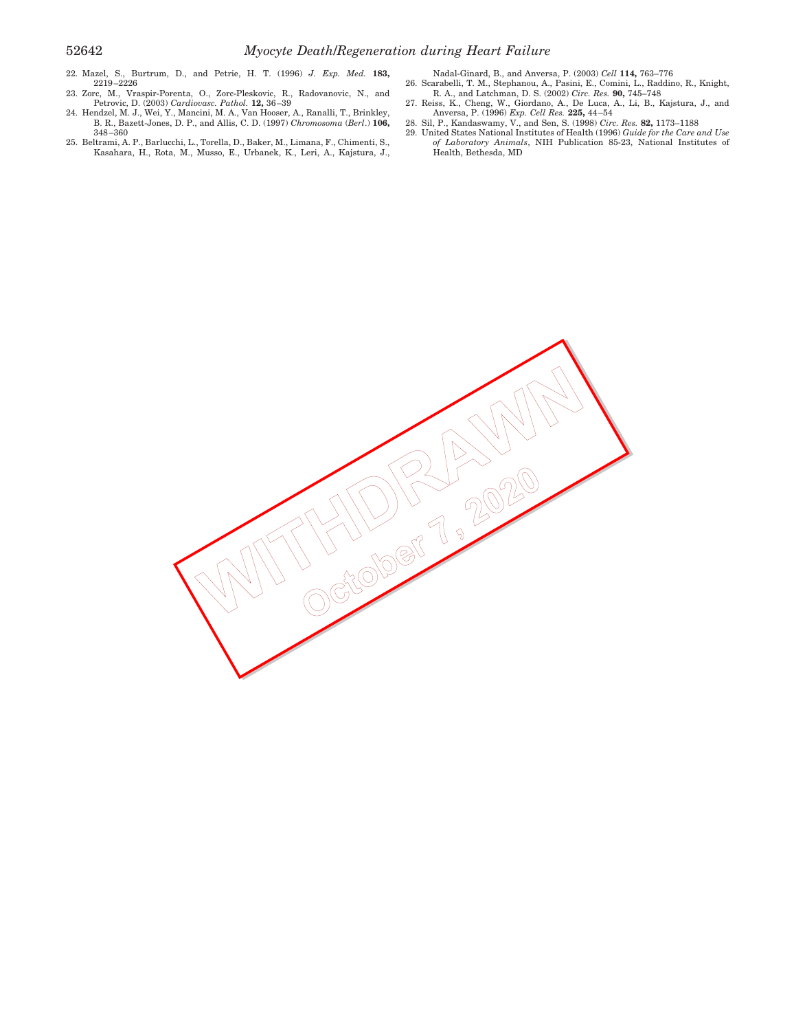22. Mazel, S., Burtrum, D., and Petrie, H. T. (1996) *J. Exp. Med.* **183,** 2219–2226
23. Zorc, M., Vraspir-Porenta, O., Zorc-Pleskovic, R., Radovanovic, N., and Petrovic, D. (2003) *Cardiovasc. Pathol.* **12,** 36–39
24. Hendzel, M. J., Wei, Y., Mancini, M. A., Van Hooser, A., Ranalli, T., Brinkley, B. R., Bazett-Jones, D. P., and Allis, C. D. (1997) *Chromosoma* (*Berl.*) **106,** 348–360
25. Beltrami, A. P., Barlucchi, L., Torella, D., Baker, M., Limana, F., Chimenti, S., Kasahara, H., Rota, M., Musso, E., Urbanek, K., Leri, A., Kajstura, J., Nadal-Ginard, B., and Anversa, P. (2003) *Cell* **114,** 763–776
26. Scarabelli, T. M., Stephanou, A., Pasini, E., Comini, L., Raddino, R., Knight, R. A., and Latchman, D. S. (2002) *Circ. Res.* **90,** 745–748
27. Reiss, K., Cheng, W., Giordano, A., De Luca, A., Li, B., Kajstura, J., and Anversa, P. (1996) *Exp. Cell Res.* **225,** 44–54
28. Sil, P., Kandaswamy, V., and Sen, S. (1998) *Circ. Res.* **82,** 1173–1188
29. United States National Institutes of Health (1996) *Guide for the Care and Use of Laboratory Animals*, NIH Publication 85-23, National Institutes of Health, Bethesda, MD

WITHDRAWN
October 7, 2020